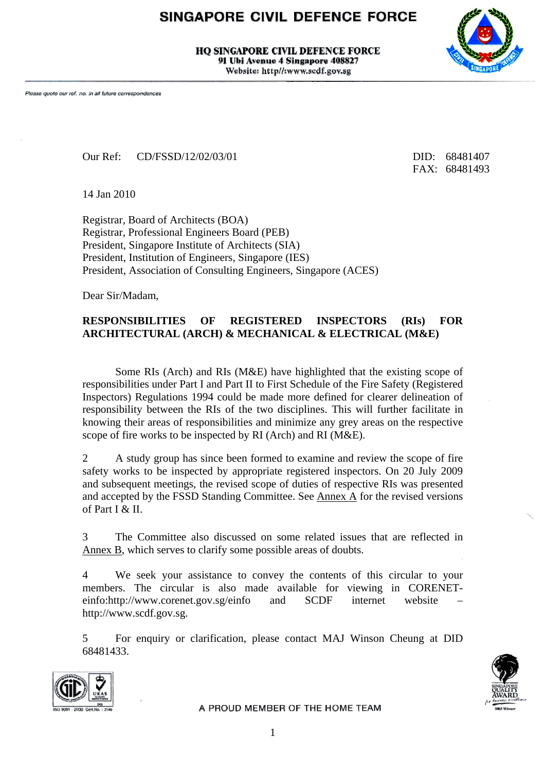# SINGAPORE CIVIL DEFENCE FORCE

**HQ SINGAPORE CIVIL DEFENCE FORCE**
**91 Ubi Avenue 4 Singapore 408827**
**Website: http//:www.scdf.gov.sg**

*Please quote our ref. no. in all future correspondences*

Our Ref: CD/FSSD/12/02/03/01

DID: 68481407
FAX: 68481493

14 Jan 2010

Registrar, Board of Architects (BOA)
Registrar, Professional Engineers Board (PEB)
President, Singapore Institute of Architects (SIA)
President, Institution of Engineers, Singapore (IES)
President, Association of Consulting Engineers, Singapore (ACES)

Dear Sir/Madam,

**RESPONSIBILITIES OF REGISTERED INSPECTORS (RIs) FOR ARCHITECTURAL (ARCH) & MECHANICAL & ELECTRICAL (M&E)**

Some RIs (Arch) and RIs (M&E) have highlighted that the existing scope of responsibilities under Part I and Part II to First Schedule of the Fire Safety (Registered Inspectors) Regulations 1994 could be made more defined for clearer delineation of responsibility between the RIs of the two disciplines. This will further facilitate in knowing their areas of responsibilities and minimize any grey areas on the respective scope of fire works to be inspected by RI (Arch) and RI (M&E).

2 A study group has since been formed to examine and review the scope of fire safety works to be inspected by appropriate registered inspectors. On 20 July 2009 and subsequent meetings, the revised scope of duties of respective RIs was presented and accepted by the FSSD Standing Committee. See Annex A for the revised versions of Part I & II.

3 The Committee also discussed on some related issues that are reflected in Annex B, which serves to clarify some possible areas of doubts.

4 We seek your assistance to convey the contents of this circular to your members. The circular is also made available for viewing in CORENET-einfo:http://www.corenet.gov.sg/einfo and SCDF internet website – http://www.scdf.gov.sg.

5 For enquiry or clarification, please contact MAJ Winson Cheung at DID 68481433.

A PROUD MEMBER OF THE HOME TEAM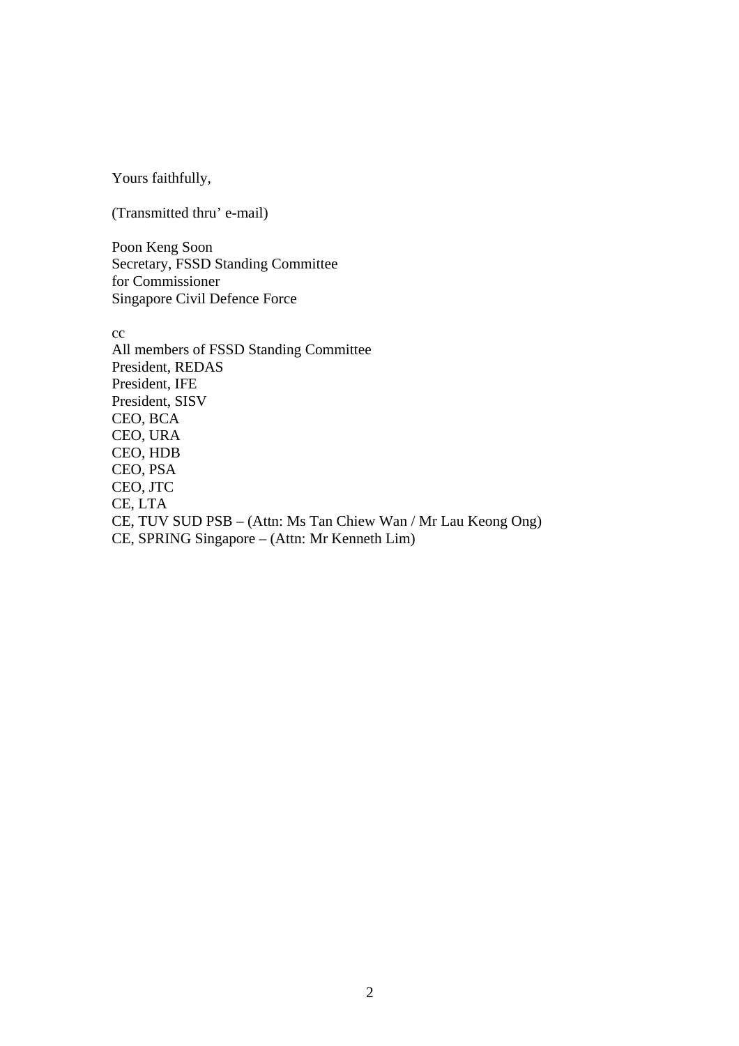Yours faithfully,

(Transmitted thru' e-mail)

Poon Keng Soon
Secretary, FSSD Standing Committee
for Commissioner
Singapore Civil Defence Force

cc
All members of FSSD Standing Committee
President, REDAS
President, IFE
President, SISV
CEO, BCA
CEO, URA
CEO, HDB
CEO, PSA
CEO, JTC
CE, LTA
CE, TUV SUD PSB – (Attn: Ms Tan Chiew Wan / Mr Lau Keong Ong)
CE, SPRING Singapore – (Attn: Mr Kenneth Lim)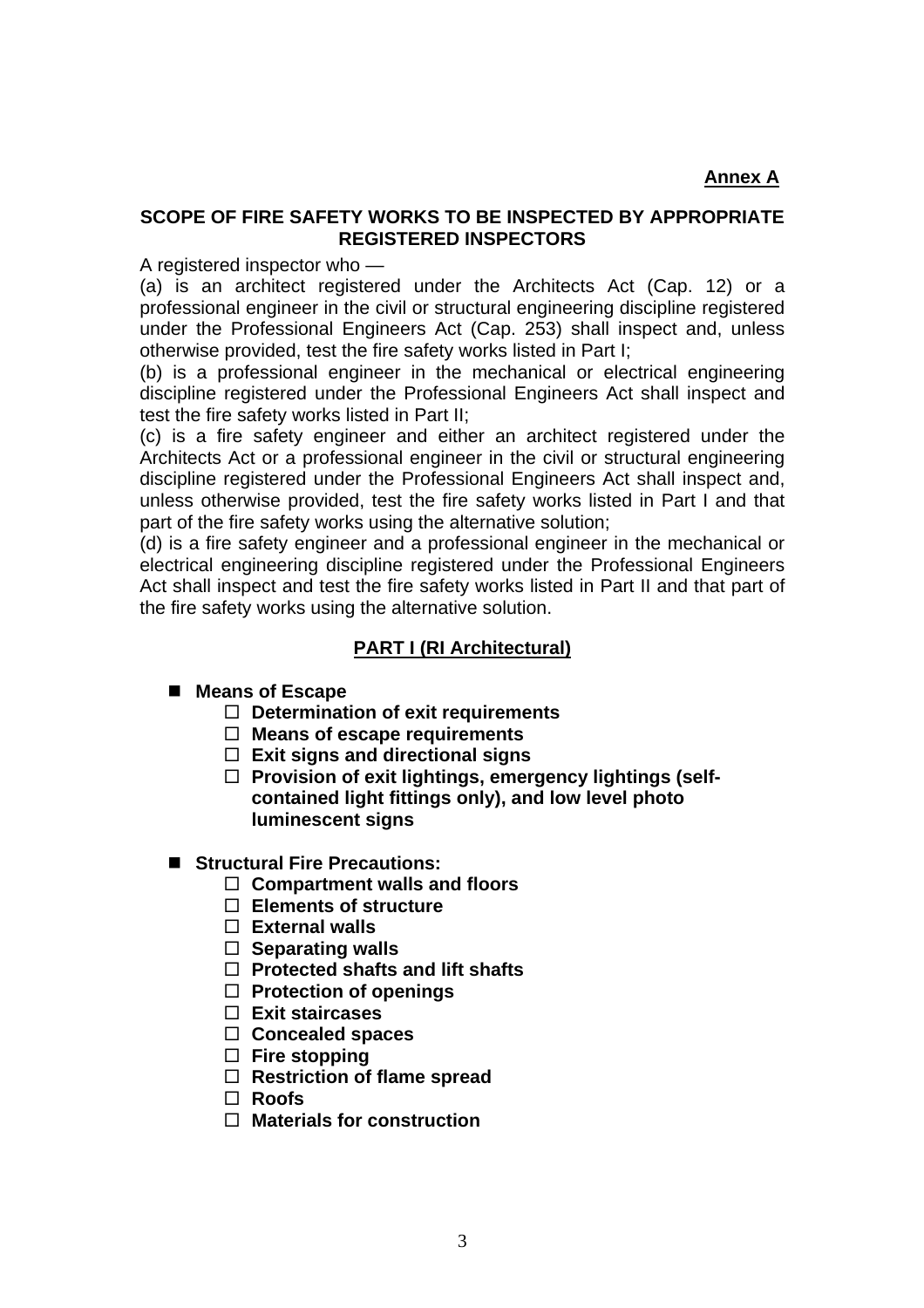**Annex A**

## SCOPE OF FIRE SAFETY WORKS TO BE INSPECTED BY APPROPRIATE REGISTERED INSPECTORS

A registered inspector who —

(a) is an architect registered under the Architects Act (Cap. 12) or a professional engineer in the civil or structural engineering discipline registered under the Professional Engineers Act (Cap. 253) shall inspect and, unless otherwise provided, test the fire safety works listed in Part I;

(b) is a professional engineer in the mechanical or electrical engineering discipline registered under the Professional Engineers Act shall inspect and test the fire safety works listed in Part II;

(c) is a fire safety engineer and either an architect registered under the Architects Act or a professional engineer in the civil or structural engineering discipline registered under the Professional Engineers Act shall inspect and, unless otherwise provided, test the fire safety works listed in Part I and that part of the fire safety works using the alternative solution;

(d) is a fire safety engineer and a professional engineer in the mechanical or electrical engineering discipline registered under the Professional Engineers Act shall inspect and test the fire safety works listed in Part II and that part of the fire safety works using the alternative solution.

### PART I (RI Architectural)

- **Means of Escape**
  - **Determination of exit requirements**
  - **Means of escape requirements**
  - **Exit signs and directional signs**
  - **Provision of exit lightings, emergency lightings (self-contained light fittings only), and low level photo luminescent signs**

- **Structural Fire Precautions:**
  - **Compartment walls and floors**
  - **Elements of structure**
  - **External walls**
  - **Separating walls**
  - **Protected shafts and lift shafts**
  - **Protection of openings**
  - **Exit staircases**
  - **Concealed spaces**
  - **Fire stopping**
  - **Restriction of flame spread**
  - **Roofs**
  - **Materials for construction**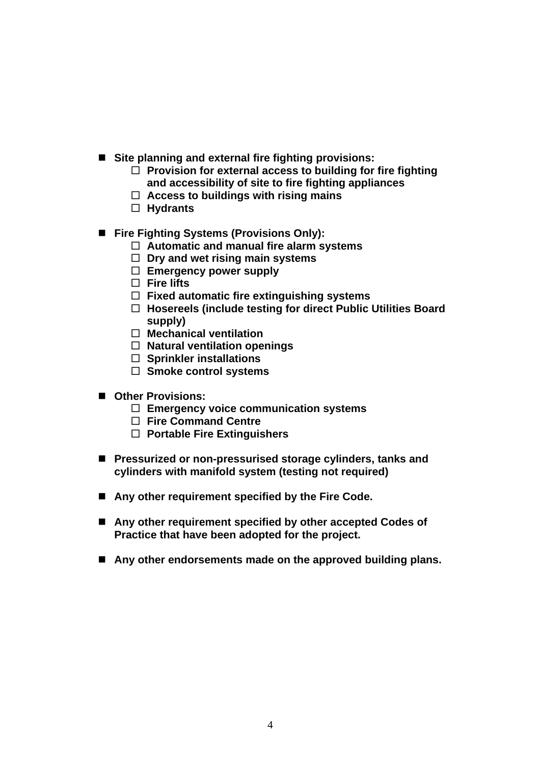- **Site planning and external fire fighting provisions:**
    - **Provision for external access to building for fire fighting and accessibility of site to fire fighting appliances**
    - **Access to buildings with rising mains**
    - **Hydrants**

- **Fire Fighting Systems (Provisions Only):**
    - **Automatic and manual fire alarm systems**
    - **Dry and wet rising main systems**
    - **Emergency power supply**
    - **Fire lifts**
    - **Fixed automatic fire extinguishing systems**
    - **Hosereels (include testing for direct Public Utilities Board supply)**
    - **Mechanical ventilation**
    - **Natural ventilation openings**
    - **Sprinkler installations**
    - **Smoke control systems**

- **Other Provisions:**
    - **Emergency voice communication systems**
    - **Fire Command Centre**
    - **Portable Fire Extinguishers**

- **Pressurized or non-pressurised storage cylinders, tanks and cylinders with manifold system (testing not required)**

- **Any other requirement specified by the Fire Code.**

- **Any other requirement specified by other accepted Codes of Practice that have been adopted for the project.**

- **Any other endorsements made on the approved building plans.**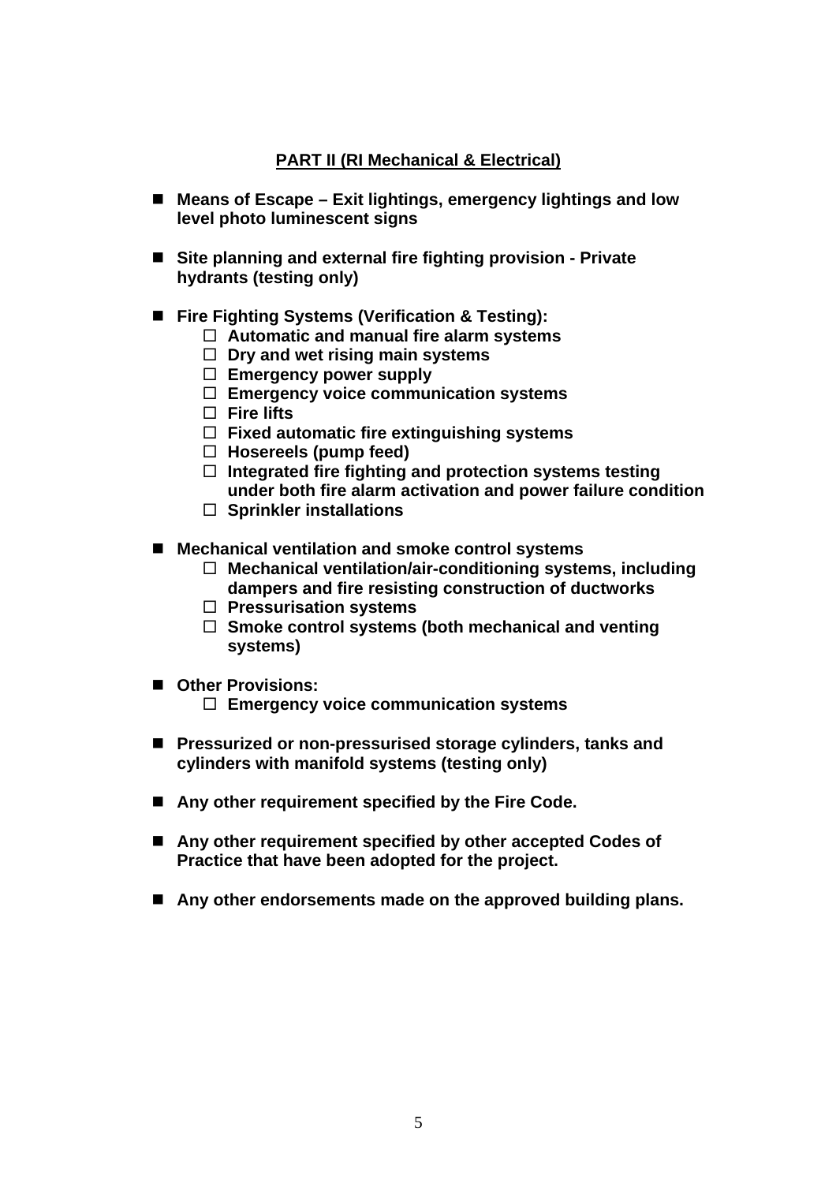**PART II (RI Mechanical & Electrical)**

- **Means of Escape – Exit lightings, emergency lightings and low level photo luminescent signs**

- **Site planning and external fire fighting provision - Private hydrants (testing only)**

- **Fire Fighting Systems (Verification & Testing):**
  - ☐ **Automatic and manual fire alarm systems**
  - ☐ **Dry and wet rising main systems**
  - ☐ **Emergency power supply**
  - ☐ **Emergency voice communication systems**
  - ☐ **Fire lifts**
  - ☐ **Fixed automatic fire extinguishing systems**
  - ☐ **Hosereels (pump feed)**
  - ☐ **Integrated fire fighting and protection systems testing under both fire alarm activation and power failure condition**
  - ☐ **Sprinkler installations**

- **Mechanical ventilation and smoke control systems**
  - ☐ **Mechanical ventilation/air-conditioning systems, including dampers and fire resisting construction of ductworks**
  - ☐ **Pressurisation systems**
  - ☐ **Smoke control systems (both mechanical and venting systems)**

- **Other Provisions:**
  - ☐ **Emergency voice communication systems**

- **Pressurized or non-pressurised storage cylinders, tanks and cylinders with manifold systems (testing only)**

- **Any other requirement specified by the Fire Code.**

- **Any other requirement specified by other accepted Codes of Practice that have been adopted for the project.**

- **Any other endorsements made on the approved building plans.**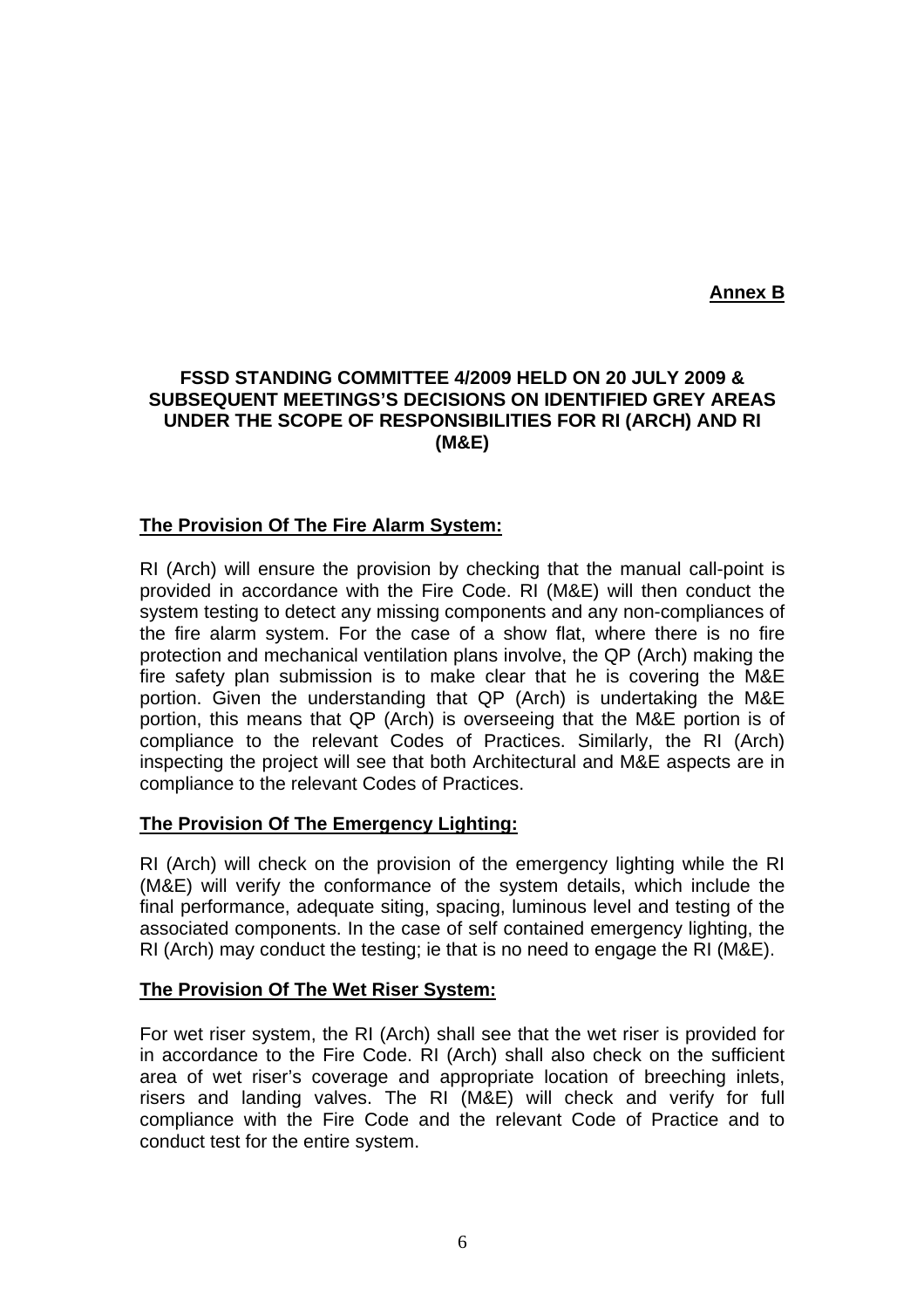**Annex B**

## FSSD STANDING COMMITTEE 4/2009 HELD ON 20 JULY 2009 & SUBSEQUENT MEETINGS'S DECISIONS ON IDENTIFIED GREY AREAS UNDER THE SCOPE OF RESPONSIBILITIES FOR RI (ARCH) AND RI (M&E)

### The Provision Of The Fire Alarm System:

RI (Arch) will ensure the provision by checking that the manual call-point is provided in accordance with the Fire Code. RI (M&E) will then conduct the system testing to detect any missing components and any non-compliances of the fire alarm system. For the case of a show flat, where there is no fire protection and mechanical ventilation plans involve, the QP (Arch) making the fire safety plan submission is to make clear that he is covering the M&E portion. Given the understanding that QP (Arch) is undertaking the M&E portion, this means that QP (Arch) is overseeing that the M&E portion is of compliance to the relevant Codes of Practices. Similarly, the RI (Arch) inspecting the project will see that both Architectural and M&E aspects are in compliance to the relevant Codes of Practices.

### The Provision Of The Emergency Lighting:

RI (Arch) will check on the provision of the emergency lighting while the RI (M&E) will verify the conformance of the system details, which include the final performance, adequate siting, spacing, luminous level and testing of the associated components. In the case of self contained emergency lighting, the RI (Arch) may conduct the testing; ie that is no need to engage the RI (M&E).

### The Provision Of The Wet Riser System:

For wet riser system, the RI (Arch) shall see that the wet riser is provided for in accordance to the Fire Code. RI (Arch) shall also check on the sufficient area of wet riser's coverage and appropriate location of breeching inlets, risers and landing valves. The RI (M&E) will check and verify for full compliance with the Fire Code and the relevant Code of Practice and to conduct test for the entire system.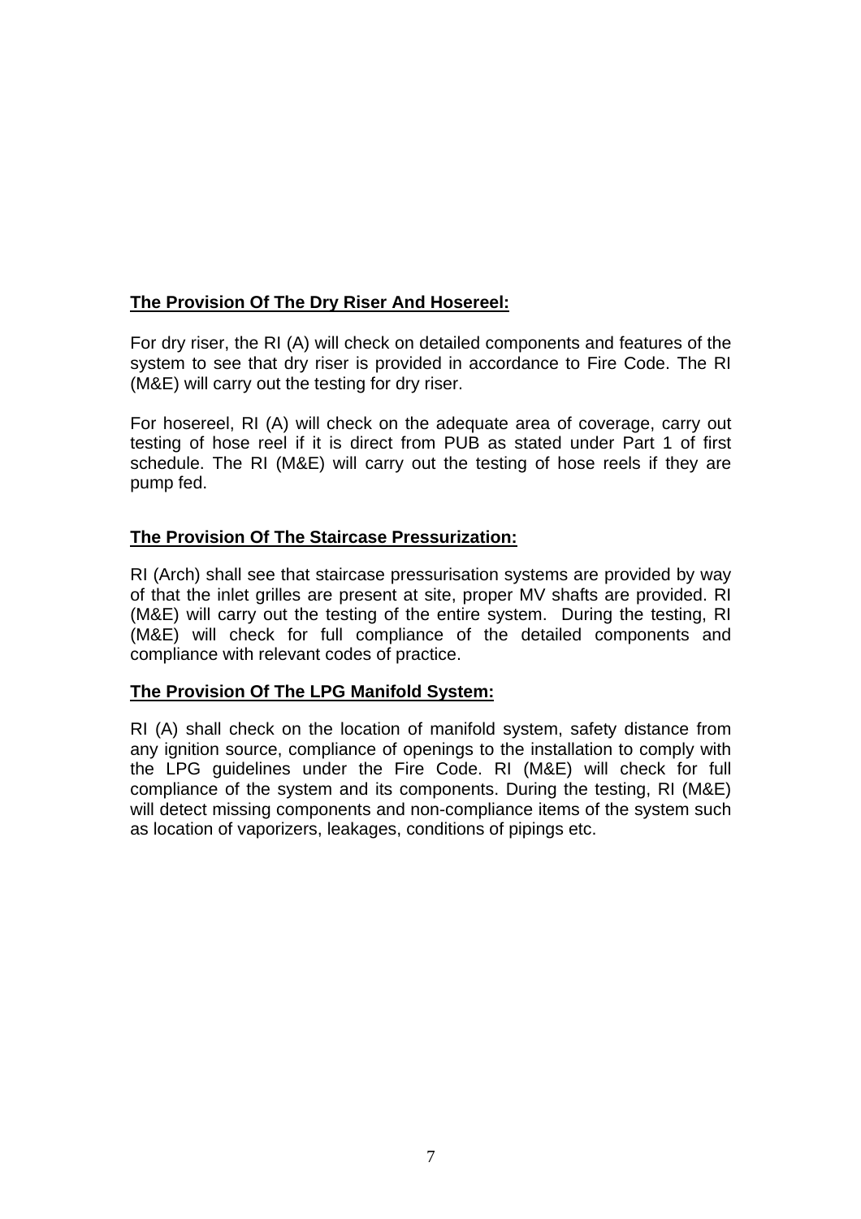**The Provision Of The Dry Riser And Hosereel:**

For dry riser, the RI (A) will check on detailed components and features of the system to see that dry riser is provided in accordance to Fire Code. The RI (M&E) will carry out the testing for dry riser.

For hosereel, RI (A) will check on the adequate area of coverage, carry out testing of hose reel if it is direct from PUB as stated under Part 1 of first schedule. The RI (M&E) will carry out the testing of hose reels if they are pump fed.

**The Provision Of The Staircase Pressurization:**

RI (Arch) shall see that staircase pressurisation systems are provided by way of that the inlet grilles are present at site, proper MV shafts are provided. RI (M&E) will carry out the testing of the entire system. During the testing, RI (M&E) will check for full compliance of the detailed components and compliance with relevant codes of practice.

**The Provision Of The LPG Manifold System:**

RI (A) shall check on the location of manifold system, safety distance from any ignition source, compliance of openings to the installation to comply with the LPG guidelines under the Fire Code. RI (M&E) will check for full compliance of the system and its components. During the testing, RI (M&E) will detect missing components and non-compliance items of the system such as location of vaporizers, leakages, conditions of pipings etc.